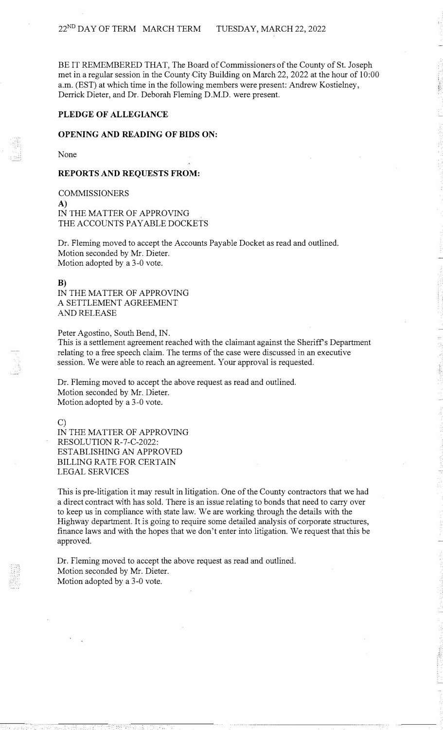22[ND] DAY OF TERM MARCH TERM TUESDAY, MARCH 22, 2022

BE IT REMEMBERED THAT, The Board of Commissioners of the County of St. Joseph met in a regular session in the County City Building on March 22, 2022 at the hour of 10:00 a.m. (EST) at which time in the following members were present: Andrew Kostielney, Derrick Dieter, and Dr. Deborah Fleming D.M.D. were present.

**PLEDGE OF ALLEGIANCE**

**OPENING AND READING OF BIDS ON:**

None

**REPORTS AND REQUESTS FROM:**

COMMISSIONERS

**A)**
IN THE MATTER OF APPROVING
THE ACCOUNTS PAYABLE DOCKETS

Dr. Fleming moved to accept the Accounts Payable Docket as read and outlined.
Motion seconded by Mr. Dieter.
Motion adopted by a 3-0 vote.

**B)**
IN THE MATTER OF APPROVING
A SETTLEMENT AGREEMENT
AND RELEASE

Peter Agostino, South Bend, IN.
This is a settlement agreement reached with the claimant against the Sheriff's Department relating to a free speech claim. The terms of the case were discussed in an executive session. We were able to reach an agreement. Your approval is requested.

Dr. Fleming moved to accept the above request as read and outlined.
Motion seconded by Mr. Dieter.
Motion adopted by a 3-0 vote.

C)
IN THE MATTER OF APPROVING
RESOLUTION R-7-C-2022:
ESTABLISHING AN APPROVED
BILLING RATE FOR CERTAIN
LEGAL SERVICES

This is pre-litigation it may result in litigation. One of the County contractors that we had a direct contract with has sold. There is an issue relating to bonds that need to carry over to keep us in compliance with state law. We are working through the details with the Highway department. It is going to require some detailed analysis of corporate structures, finance laws and with the hopes that we don't enter into litigation. We request that this be approved.

Dr. Fleming moved to accept the above request as read and outlined.
Motion seconded by Mr. Dieter.
Motion adopted by a 3-0 vote.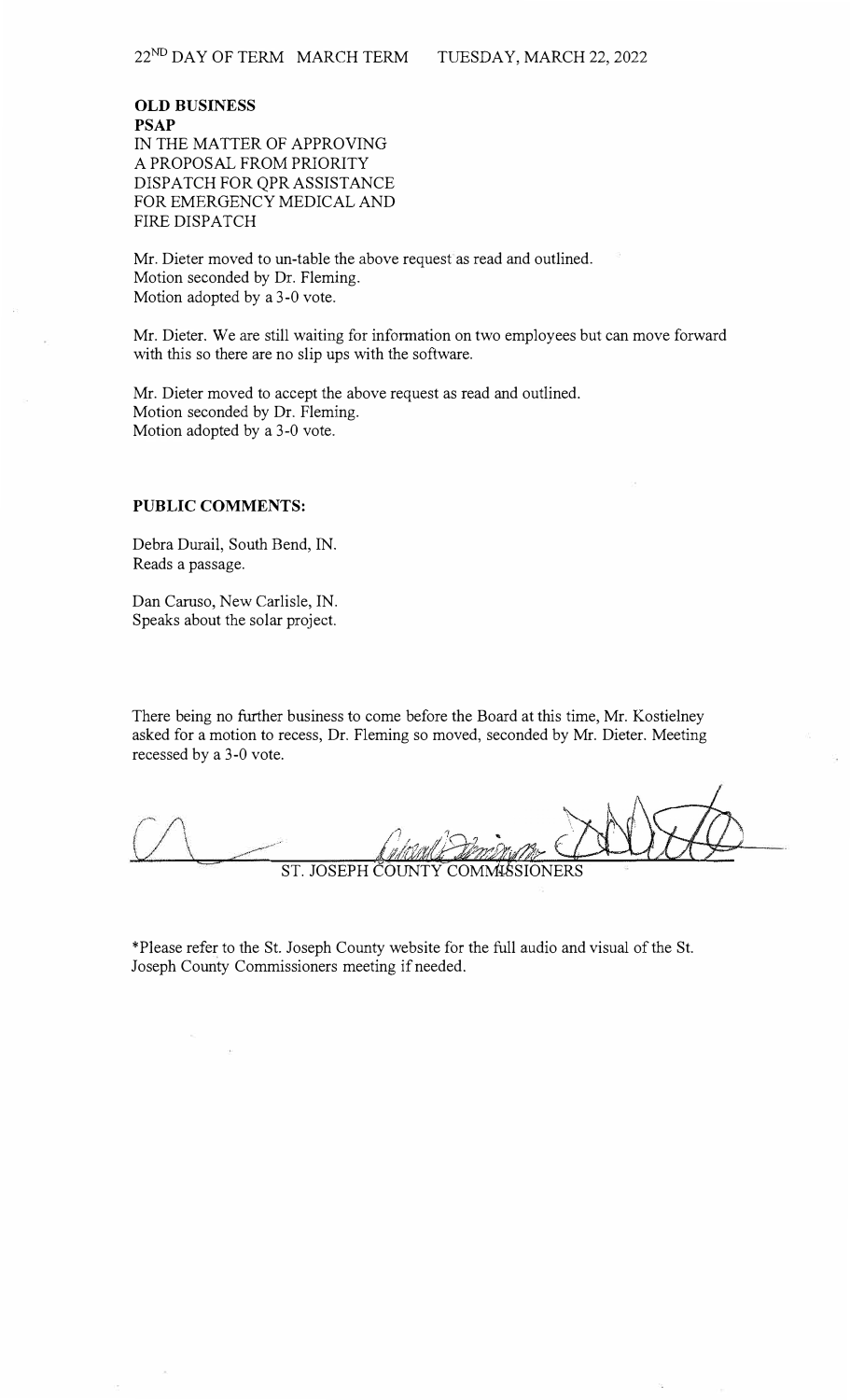22ND DAY OF TERM MARCH TERM TUESDAY, MARCH 22, 2022

**OLD BUSINESS**
**PSAP**
IN THE MATTER OF APPROVING A PROPOSAL FROM PRIORITY DISPATCH FOR QPR ASSISTANCE FOR EMERGENCY MEDICAL AND FIRE DISPATCH

Mr. Dieter moved to un-table the above request as read and outlined.
Motion seconded by Dr. Fleming.
Motion adopted by a 3-0 vote.

Mr. Dieter. We are still waiting for information on two employees but can move forward with this so there are no slip ups with the software.

Mr. Dieter moved to accept the above request as read and outlined.
Motion seconded by Dr. Fleming.
Motion adopted by a 3-0 vote.

**PUBLIC COMMENTS:**

Debra Durail, South Bend, IN.
Reads a passage.

Dan Caruso, New Carlisle, IN.
Speaks about the solar project.

There being no further business to come before the Board at this time, Mr. Kostielney asked for a motion to recess, Dr. Fleming so moved, seconded by Mr. Dieter. Meeting recessed by a 3-0 vote.

ST. JOSEPH COUNTY COMMISSIONERS

*Please refer to the St. Joseph County website for the full audio and visual of the St. Joseph County Commissioners meeting if needed.